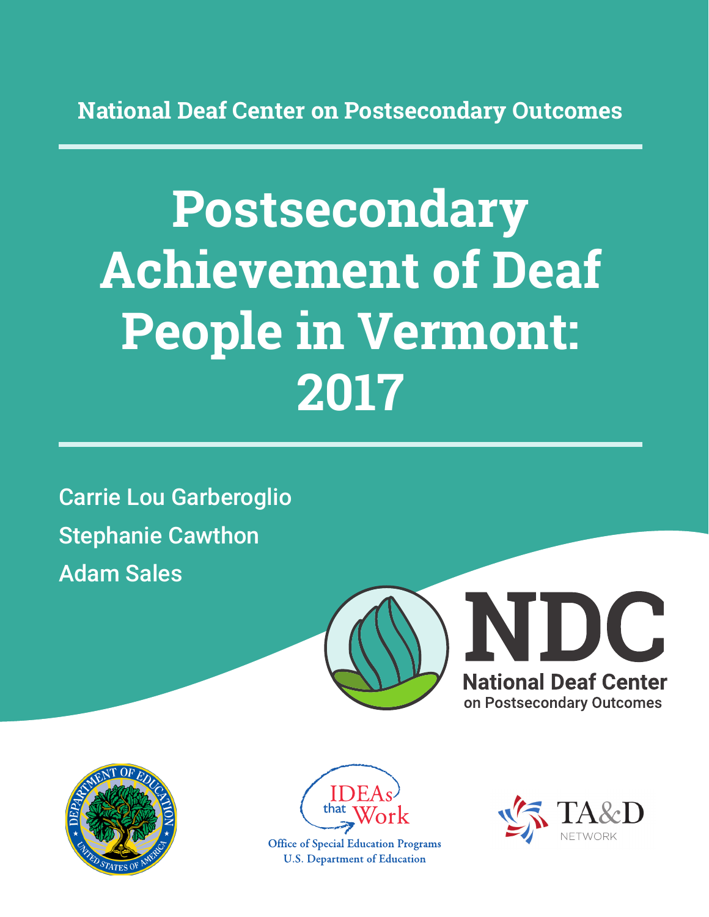National Deaf Center on Postsecondary Outcomes

# Postsecondary Achievement of Deaf People in Vermont: 2017

Carrie Lou Garberoglio

Stephanie Cawthon

Adam Sales

NDC

National Deaf Center on Postsecondary Outcomes

IDEAs that Work

Office of Special Education Programs
U.S. Department of Education

TA&D NETWORK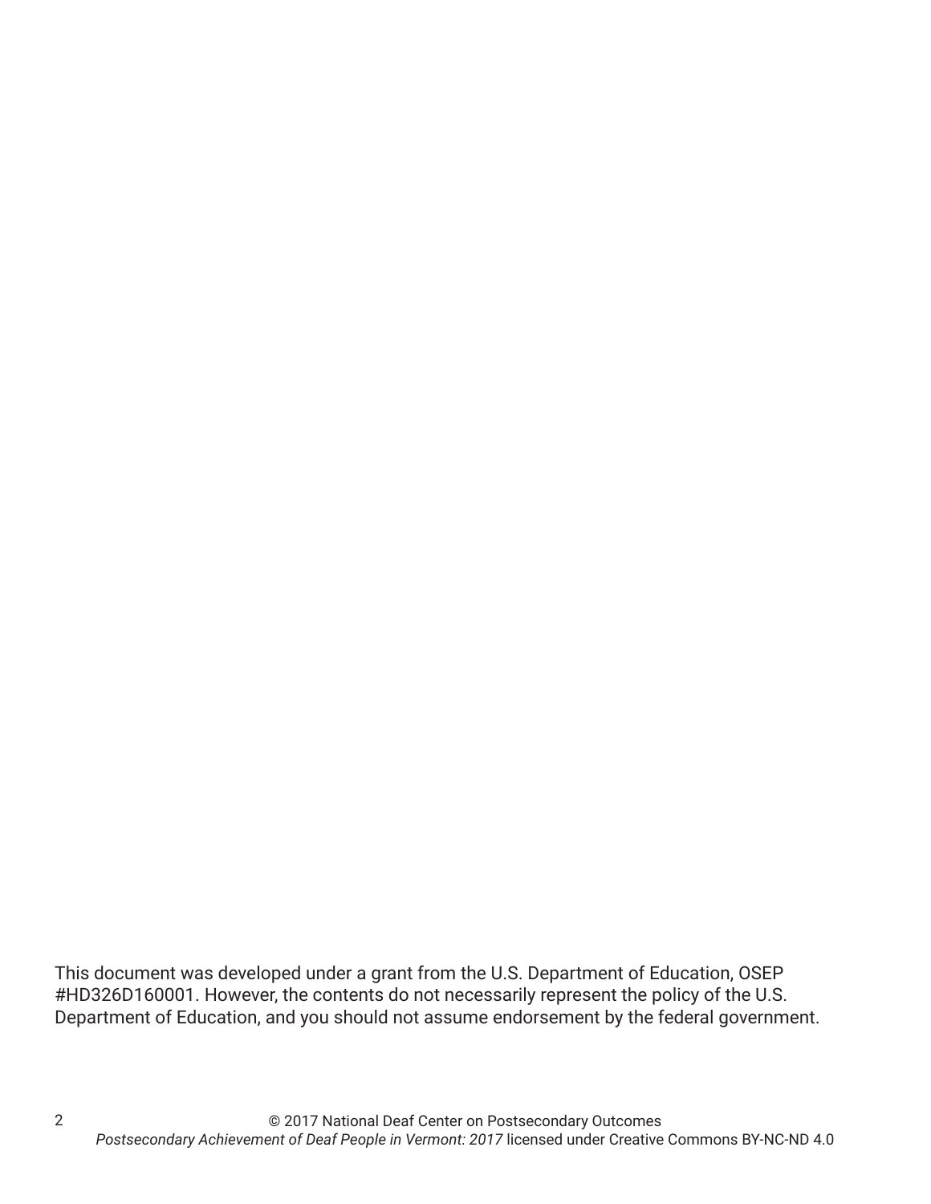This document was developed under a grant from the U.S. Department of Education, OSEP #HD326D160001. However, the contents do not necessarily represent the policy of the U.S. Department of Education, and you should not assume endorsement by the federal government.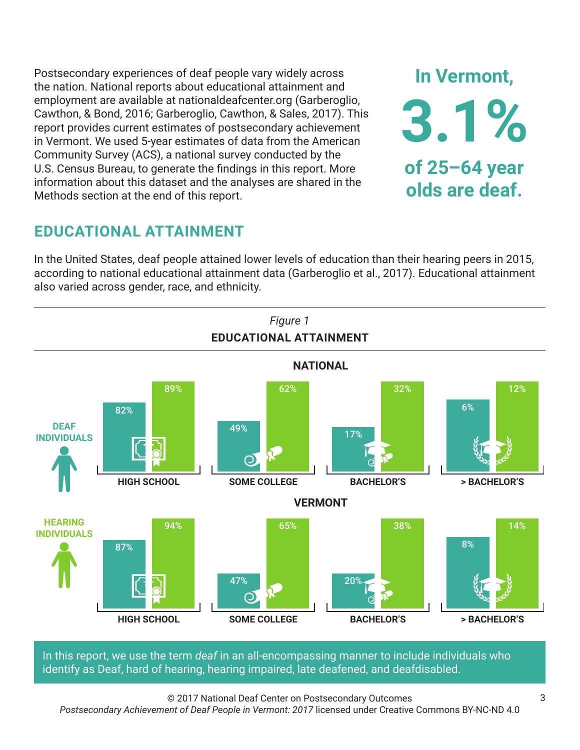Postsecondary experiences of deaf people vary widely across the nation. National reports about educational attainment and employment are available at nationaldeafcenter.org (Garberoglio, Cawthon, & Bond, 2016; Garberoglio, Cawthon, & Sales, 2017). This report provides current estimates of postsecondary achievement in Vermont. We used 5-year estimates of data from the American Community Survey (ACS), a national survey conducted by the U.S. Census Bureau, to generate the findings in this report. More information about this dataset and the analyses are shared in the Methods section at the end of this report.

**In Vermont, 3.1% of 25–64 year olds are deaf.**

## EDUCATIONAL ATTAINMENT

In the United States, deaf people attained lower levels of education than their hearing peers in 2015, according to national educational attainment data (Garberoglio et al., 2017). Educational attainment also varied across gender, race, and ethnicity.

*Figure 1*

**EDUCATIONAL ATTAINMENT**

**NATIONAL**

| | High School | Some College | Bachelor's | > Bachelor's |
|---|---|---|---|---|
| Deaf Individuals | 82% | 49% | 17% | 6% |
| Hearing Individuals | 89% | 62% | 32% | 12% |

**VERMONT**

| | High School | Some College | Bachelor's | > Bachelor's |
|---|---|---|---|---|
| Deaf Individuals | 87% | 47% | 20% | 8% |
| Hearing Individuals | 94% | 65% | 38% | 14% |

In this report, we use the term *deaf* in an all-encompassing manner to include individuals who identify as Deaf, hard of hearing, hearing impaired, late deafened, and deafdisabled.

© 2017 National Deaf Center on Postsecondary Outcomes
*Postsecondary Achievement of Deaf People in Vermont: 2017* licensed under Creative Commons BY-NC-ND 4.0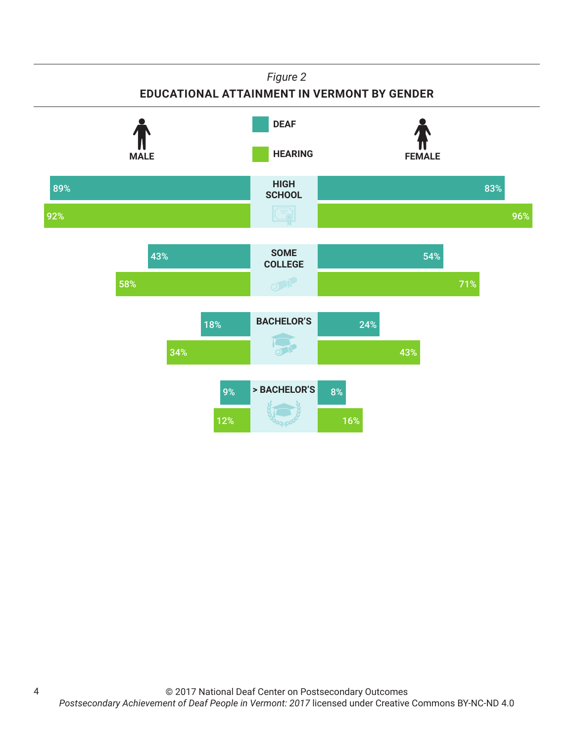*Figure 2*

**EDUCATIONAL ATTAINMENT IN VERMONT BY GENDER**

| | Male – Deaf | Male – Hearing | Female – Deaf | Female – Hearing |
|---|---|---|---|---|
| HIGH SCHOOL | 89% | 92% | 83% | 96% |
| SOME COLLEGE | 43% | 58% | 54% | 71% |
| BACHELOR'S | 18% | 34% | 24% | 43% |
| > BACHELOR'S | 9% | 12% | 8% | 16% |

© 2017 National Deaf Center on Postsecondary Outcomes
*Postsecondary Achievement of Deaf People in Vermont: 2017* licensed under Creative Commons BY-NC-ND 4.0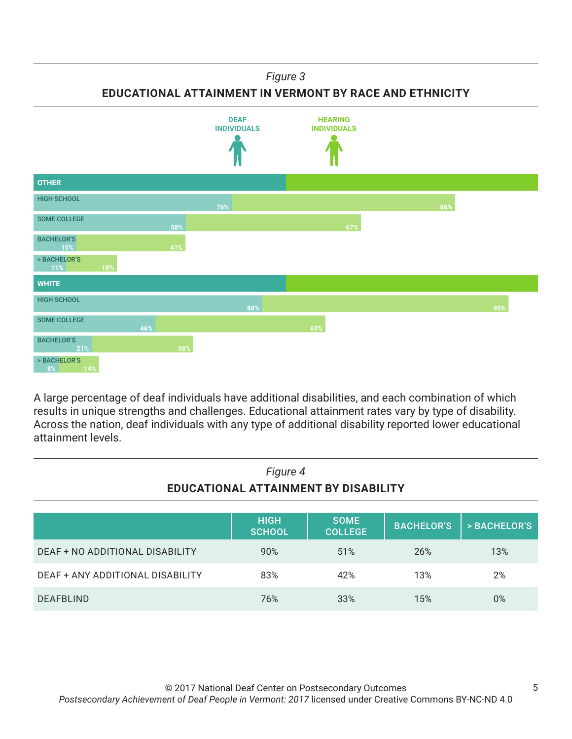*Figure 3*

**EDUCATIONAL ATTAINMENT IN VERMONT BY RACE AND ETHNICITY**

| | DEAF INDIVIDUALS | HEARING INDIVIDUALS |
|---|---|---|
| **OTHER** | | |
| HIGH SCHOOL | 76% | 86% |
| SOME COLLEGE | 58% | 67% |
| BACHELOR'S | 15% | 41% |
| > BACHELOR'S | 11% | 18% |
| **WHITE** | | |
| HIGH SCHOOL | 88% | 95% |
| SOME COLLEGE | 46% | 65% |
| BACHELOR'S | 21% | 38% |
| > BACHELOR'S | 8% | 14% |

A large percentage of deaf individuals have additional disabilities, and each combination of which results in unique strengths and challenges. Educational attainment rates vary by type of disability. Across the nation, deaf individuals with any type of additional disability reported lower educational attainment levels.

*Figure 4*

**EDUCATIONAL ATTAINMENT BY DISABILITY**

| | HIGH SCHOOL | SOME COLLEGE | BACHELOR'S | > BACHELOR'S |
|---|---|---|---|---|
| DEAF + NO ADDITIONAL DISABILITY | 90% | 51% | 26% | 13% |
| DEAF + ANY ADDITIONAL DISABILITY | 83% | 42% | 13% | 2% |
| DEAFBLIND | 76% | 33% | 15% | 0% |

© 2017 National Deaf Center on Postsecondary Outcomes
*Postsecondary Achievement of Deaf People in Vermont: 2017* licensed under Creative Commons BY-NC-ND 4.0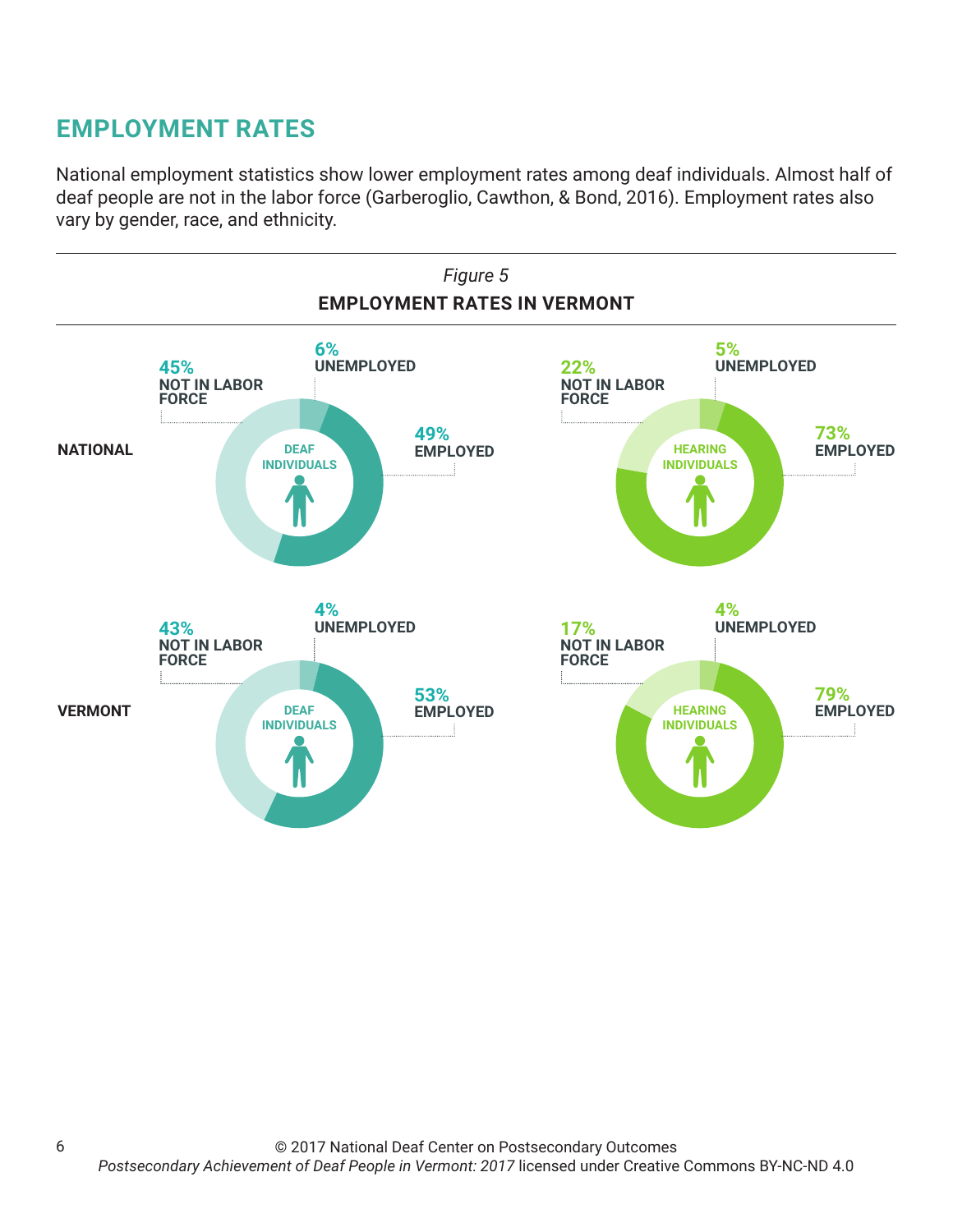## EMPLOYMENT RATES

National employment statistics show lower employment rates among deaf individuals. Almost half of deaf people are not in the labor force (Garberoglio, Cawthon, & Bond, 2016). Employment rates also vary by gender, race, and ethnicity.

*Figure 5*

**EMPLOYMENT RATES IN VERMONT**

| | Group | Employed | Unemployed | Not in Labor Force |
|---|---|---|---|---|
| NATIONAL | Deaf Individuals | 49% | 6% | 45% |
| NATIONAL | Hearing Individuals | 73% | 5% | 22% |
| VERMONT | Deaf Individuals | 53% | 4% | 43% |
| VERMONT | Hearing Individuals | 79% | 4% | 17% |

© 2017 National Deaf Center on Postsecondary Outcomes
*Postsecondary Achievement of Deaf People in Vermont: 2017* licensed under Creative Commons BY-NC-ND 4.0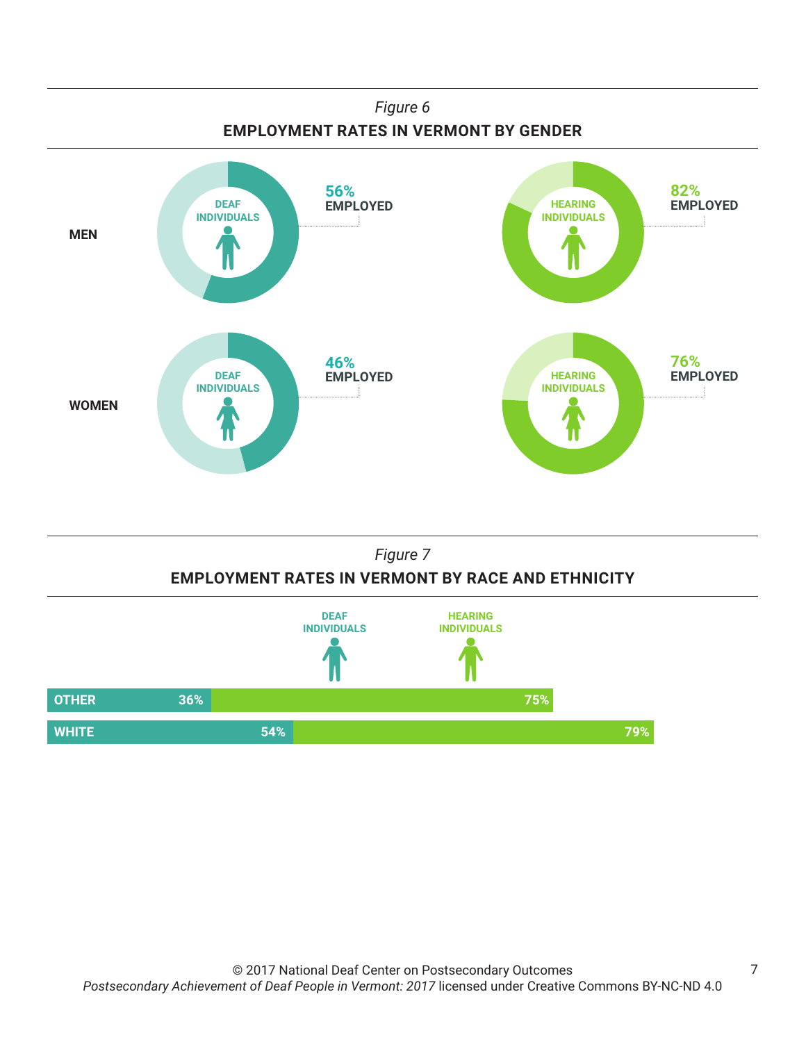*Figure 6*

**EMPLOYMENT RATES IN VERMONT BY GENDER**

| | Deaf Individuals | Hearing Individuals |
|---|---|---|
| **MEN** | 56% EMPLOYED | 82% EMPLOYED |
| **WOMEN** | 46% EMPLOYED | 76% EMPLOYED |

*Figure 7*

**EMPLOYMENT RATES IN VERMONT BY RACE AND ETHNICITY**

| | Deaf Individuals | Hearing Individuals |
|---|---|---|
| OTHER | 36% | 75% |
| WHITE | 54% | 79% |

© 2017 National Deaf Center on Postsecondary Outcomes
*Postsecondary Achievement of Deaf People in Vermont: 2017* licensed under Creative Commons BY-NC-ND 4.0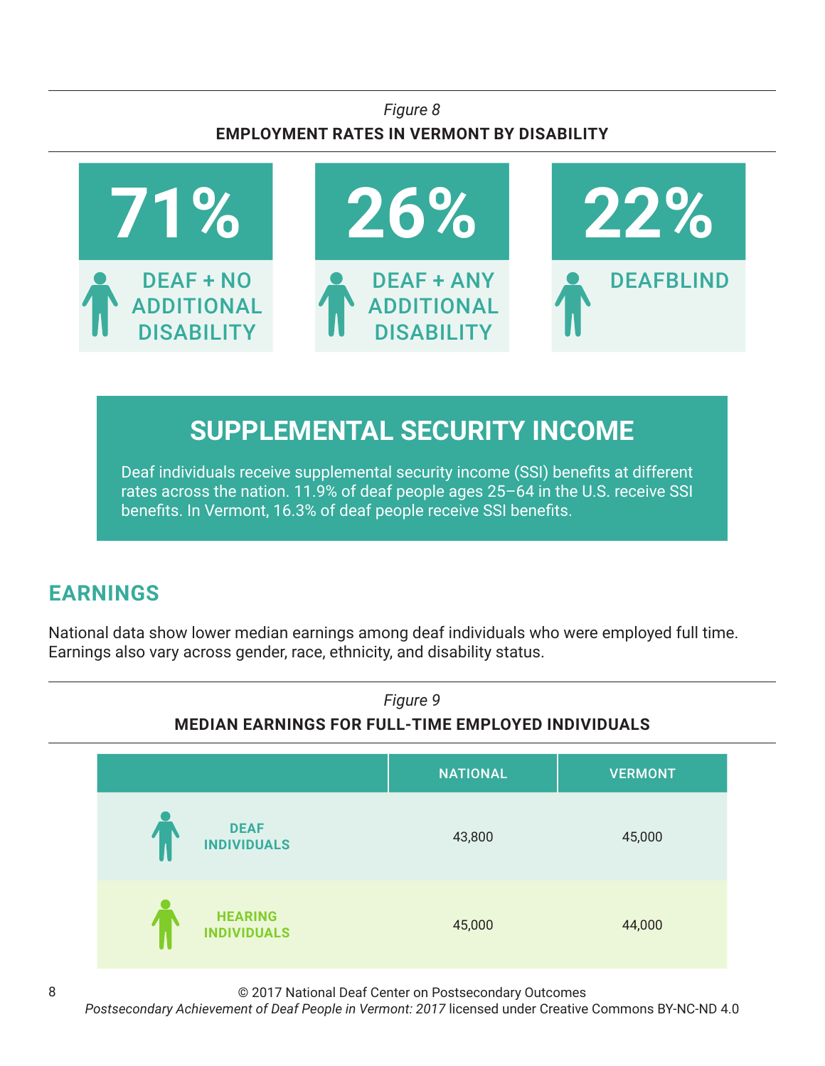*Figure 8*

**EMPLOYMENT RATES IN VERMONT BY DISABILITY**

| 71% | 26% | 22% |
|---|---|---|
| DEAF + NO ADDITIONAL DISABILITY | DEAF + ANY ADDITIONAL DISABILITY | DEAFBLIND |

## SUPPLEMENTAL SECURITY INCOME

Deaf individuals receive supplemental security income (SSI) benefits at different rates across the nation. 11.9% of deaf people ages 25–64 in the U.S. receive SSI benefits. In Vermont, 16.3% of deaf people receive SSI benefits.

## EARNINGS

National data show lower median earnings among deaf individuals who were employed full time. Earnings also vary across gender, race, ethnicity, and disability status.

*Figure 9*

**MEDIAN EARNINGS FOR FULL-TIME EMPLOYED INDIVIDUALS**

| | NATIONAL | VERMONT |
|---|---|---|
| DEAF INDIVIDUALS | 43,800 | 45,000 |
| HEARING INDIVIDUALS | 45,000 | 44,000 |

© 2017 National Deaf Center on Postsecondary Outcomes
*Postsecondary Achievement of Deaf People in Vermont: 2017* licensed under Creative Commons BY-NC-ND 4.0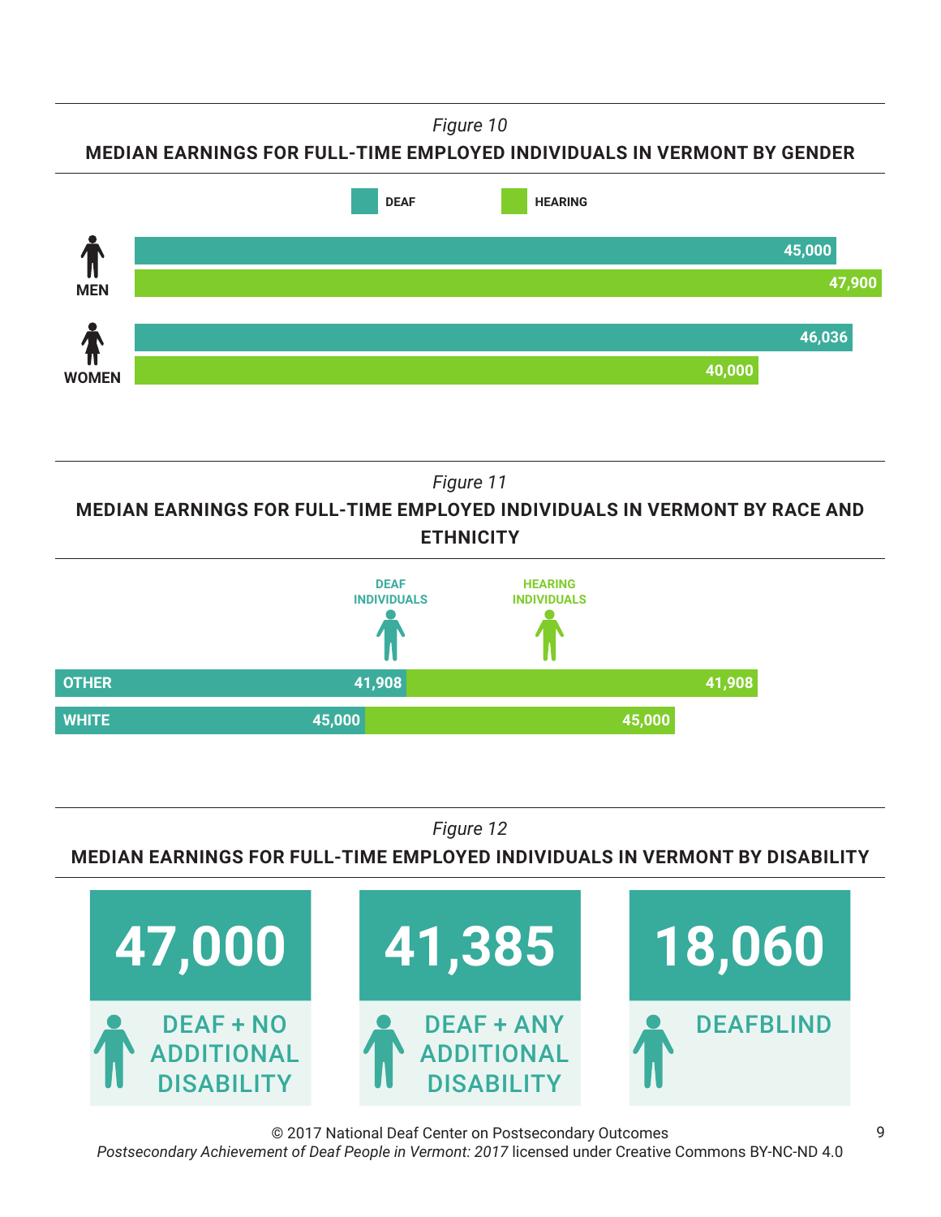*Figure 10*

**MEDIAN EARNINGS FOR FULL-TIME EMPLOYED INDIVIDUALS IN VERMONT BY GENDER**

| | DEAF | HEARING |
|---|---|---|
| MEN | 45,000 | 47,900 |
| WOMEN | 46,036 | 40,000 |

*Figure 11*

**MEDIAN EARNINGS FOR FULL-TIME EMPLOYED INDIVIDUALS IN VERMONT BY RACE AND ETHNICITY**

| | DEAF INDIVIDUALS | HEARING INDIVIDUALS |
|---|---|---|
| OTHER | 41,908 | 41,908 |
| WHITE | 45,000 | 45,000 |

*Figure 12*

**MEDIAN EARNINGS FOR FULL-TIME EMPLOYED INDIVIDUALS IN VERMONT BY DISABILITY**

| DEAF + NO ADDITIONAL DISABILITY | DEAF + ANY ADDITIONAL DISABILITY | DEAFBLIND |
|---|---|---|
| 47,000 | 41,385 | 18,060 |

© 2017 National Deaf Center on Postsecondary Outcomes
*Postsecondary Achievement of Deaf People in Vermont: 2017* licensed under Creative Commons BY-NC-ND 4.0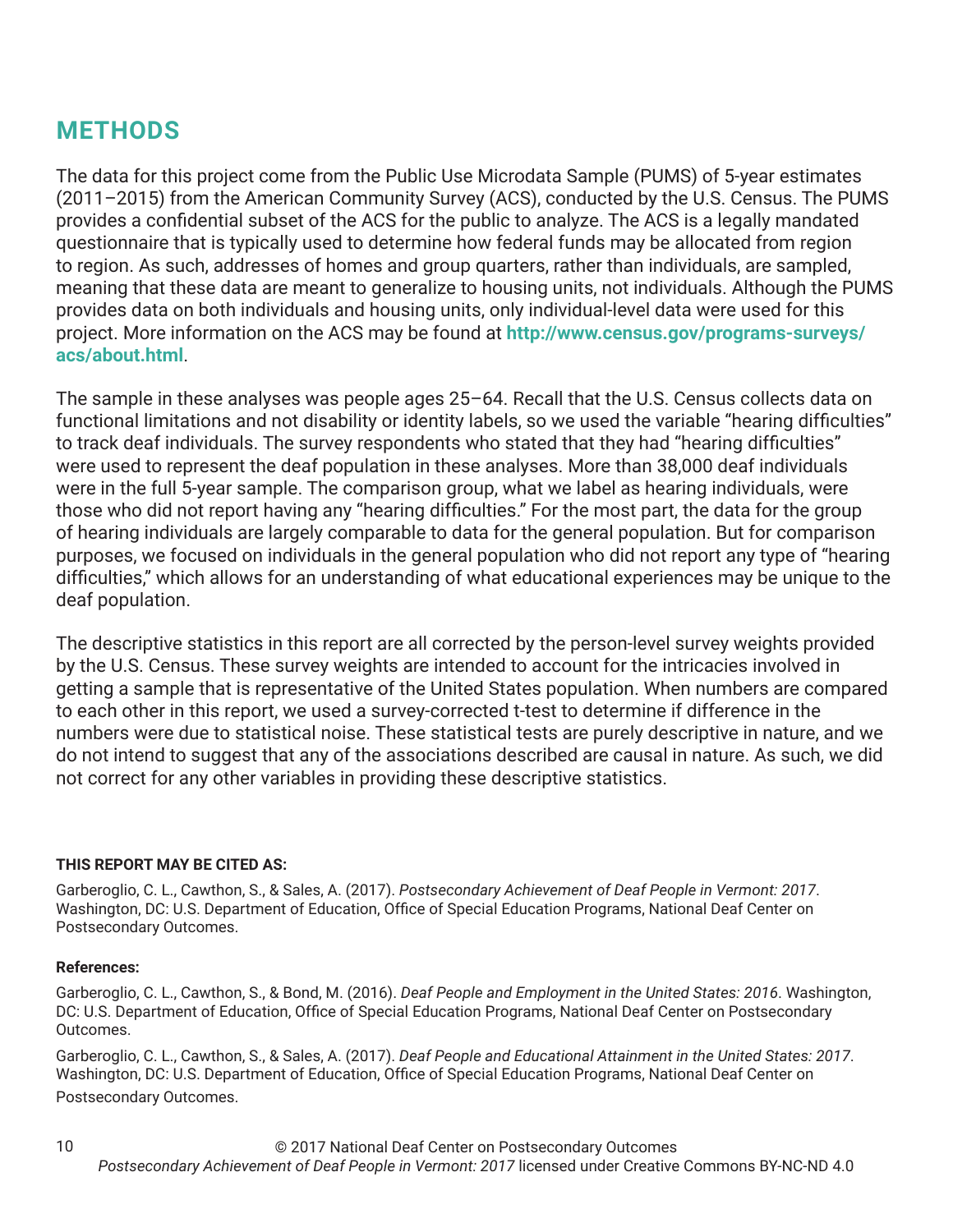## METHODS

The data for this project come from the Public Use Microdata Sample (PUMS) of 5-year estimates (2011–2015) from the American Community Survey (ACS), conducted by the U.S. Census. The PUMS provides a confidential subset of the ACS for the public to analyze. The ACS is a legally mandated questionnaire that is typically used to determine how federal funds may be allocated from region to region. As such, addresses of homes and group quarters, rather than individuals, are sampled, meaning that these data are meant to generalize to housing units, not individuals. Although the PUMS provides data on both individuals and housing units, only individual-level data were used for this project. More information on the ACS may be found at **http://www.census.gov/programs-surveys/acs/about.html**.

The sample in these analyses was people ages 25–64. Recall that the U.S. Census collects data on functional limitations and not disability or identity labels, so we used the variable "hearing difficulties" to track deaf individuals. The survey respondents who stated that they had "hearing difficulties" were used to represent the deaf population in these analyses. More than 38,000 deaf individuals were in the full 5-year sample. The comparison group, what we label as hearing individuals, were those who did not report having any "hearing difficulties." For the most part, the data for the group of hearing individuals are largely comparable to data for the general population. But for comparison purposes, we focused on individuals in the general population who did not report any type of "hearing difficulties," which allows for an understanding of what educational experiences may be unique to the deaf population.

The descriptive statistics in this report are all corrected by the person-level survey weights provided by the U.S. Census. These survey weights are intended to account for the intricacies involved in getting a sample that is representative of the United States population. When numbers are compared to each other in this report, we used a survey-corrected t-test to determine if difference in the numbers were due to statistical noise. These statistical tests are purely descriptive in nature, and we do not intend to suggest that any of the associations described are causal in nature. As such, we did not correct for any other variables in providing these descriptive statistics.

**THIS REPORT MAY BE CITED AS:**

Garberoglio, C. L., Cawthon, S., & Sales, A. (2017). *Postsecondary Achievement of Deaf People in Vermont: 2017*. Washington, DC: U.S. Department of Education, Office of Special Education Programs, National Deaf Center on Postsecondary Outcomes.

**References:**

Garberoglio, C. L., Cawthon, S., & Bond, M. (2016). *Deaf People and Employment in the United States: 2016*. Washington, DC: U.S. Department of Education, Office of Special Education Programs, National Deaf Center on Postsecondary Outcomes.

Garberoglio, C. L., Cawthon, S., & Sales, A. (2017). *Deaf People and Educational Attainment in the United States: 2017*. Washington, DC: U.S. Department of Education, Office of Special Education Programs, National Deaf Center on Postsecondary Outcomes.

© 2017 National Deaf Center on Postsecondary Outcomes
*Postsecondary Achievement of Deaf People in Vermont: 2017* licensed under Creative Commons BY-NC-ND 4.0